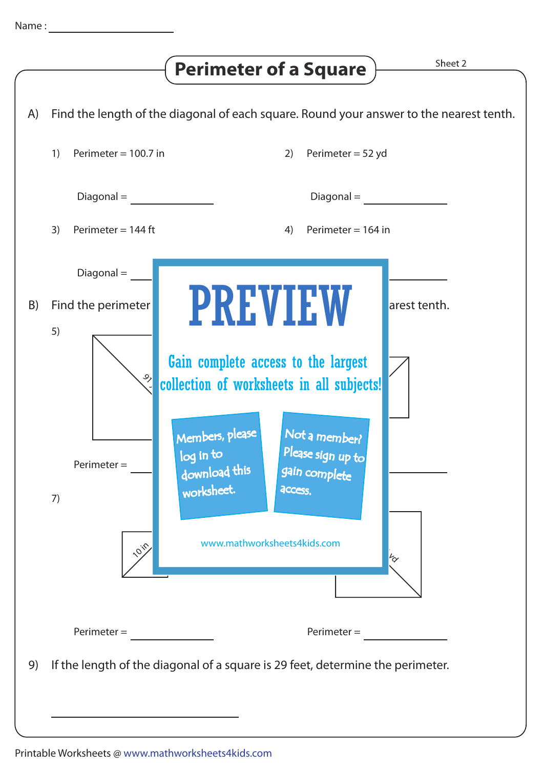Name : ____________________

# Perimeter of a Square

Sheet 2

A) Find the length of the diagonal of each square. Round your answer to the nearest tenth.

1) Perimeter = 100.7 in

Diagonal = ____________

2) Perimeter = 52 yd

Diagonal = ____________

3) Perimeter = 144 ft

Diagonal = ____________

4) Perimeter = 164 in

____________

B) Find the perimeter ... arest tenth.

5)

91

Perimeter = ____________

____________

7)

10 in

yd

Perimeter = ____________

Perimeter = ____________

PREVIEW

Gain complete access to the largest collection of worksheets in all subjects!

Members, please log in to download this worksheet.

Not a member? Please sign up to gain complete access.

www.mathworksheets4kids.com

9) If the length of the diagonal of a square is 29 feet, determine the perimeter.

____________________

Printable Worksheets @ www.mathworksheets4kids.com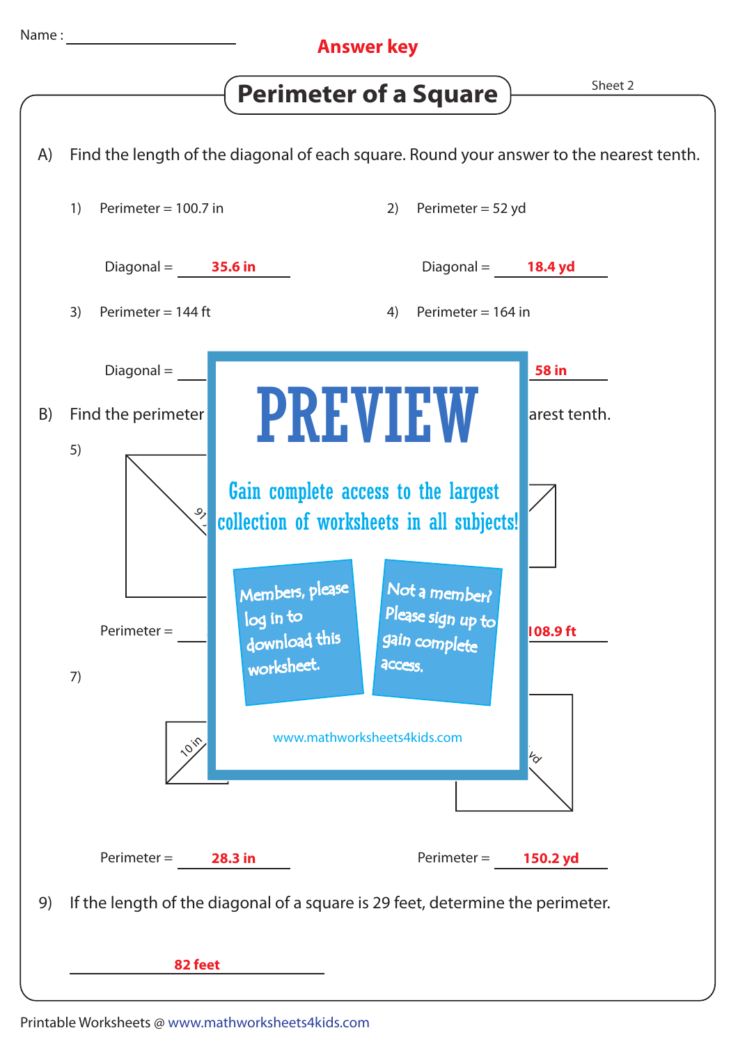Name : ________________

**Answer key**

# Perimeter of a Square

Sheet 2

A) Find the length of the diagonal of each square. Round your answer to the nearest tenth.

1) Perimeter = 100.7 in

Diagonal = **35.6 in**

2) Perimeter = 52 yd

Diagonal = **18.4 yd**

3) Perimeter = 144 ft

Diagonal = 

4) Perimeter = 164 in

**58 in**

B) Find the perimeter arest tenth.

5)

91

Perimeter = 

**108.9 ft**

7)

10 in

yd

Perimeter = **28.3 in**

Perimeter = **150.2 yd**

PREVIEW

Gain complete access to the largest collection of worksheets in all subjects!

Members, please log in to download this worksheet.

Not a member? Please sign up to gain complete access.

www.mathworksheets4kids.com

9) If the length of the diagonal of a square is 29 feet, determine the perimeter.

**82 feet**

Printable Worksheets @ www.mathworksheets4kids.com